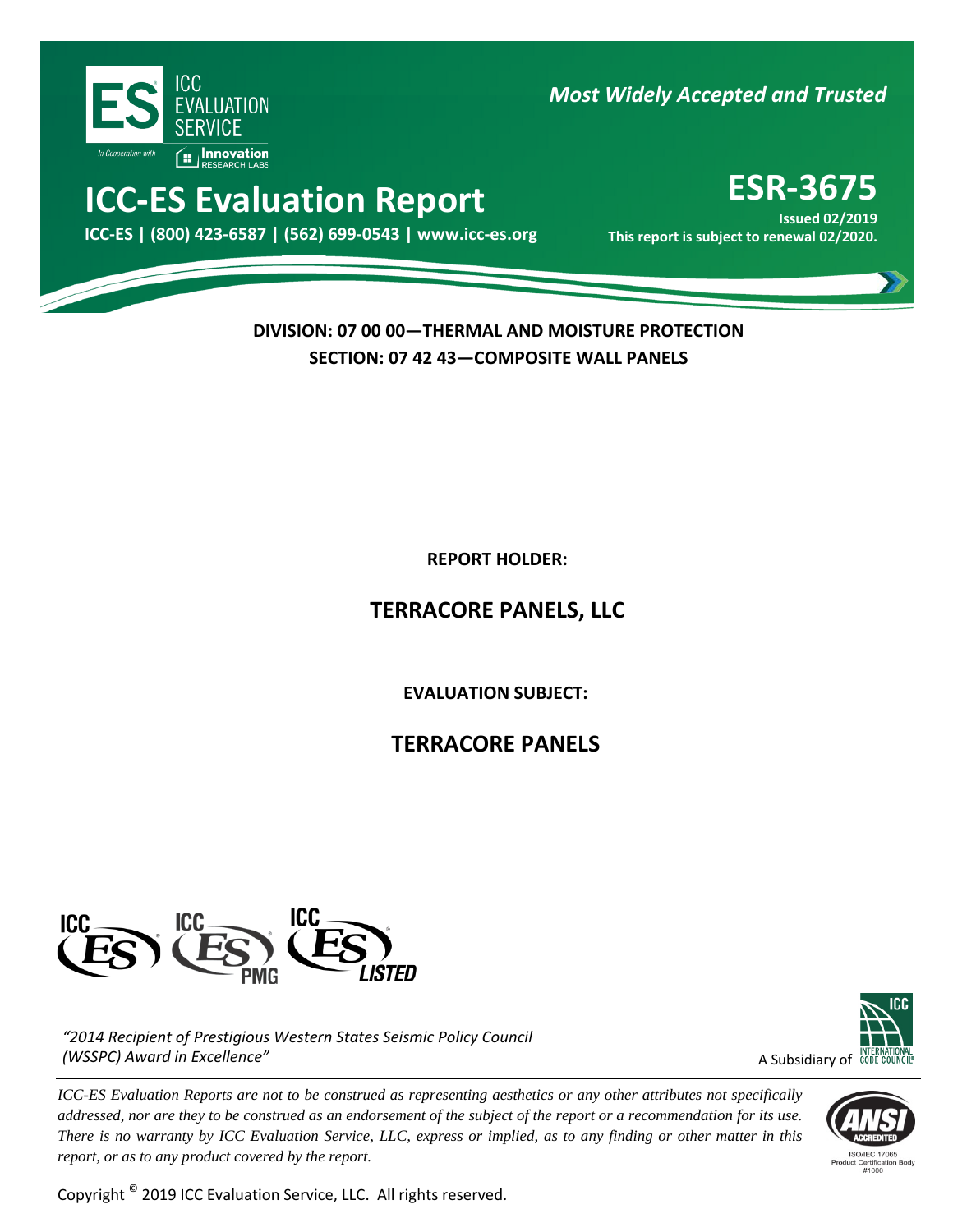ICC EVALUATION SERVICE

In Cooperation with Innovation RESEARCH LABS

*Most Widely Accepted and Trusted*

# ICC-ES Evaluation Report

**ICC-ES | (800) 423-6587 | (562) 699-0543 | www.icc-es.org**

# ESR-3675

**Issued 02/2019**

**This report is subject to renewal 02/2020.**

**DIVISION: 07 00 00—THERMAL AND MOISTURE PROTECTION**

**SECTION: 07 42 43—COMPOSITE WALL PANELS**

**REPORT HOLDER:**

## TERRACORE PANELS, LLC

**EVALUATION SUBJECT:**

## TERRACORE PANELS

*"2014 Recipient of Prestigious Western States Seismic Policy Council (WSSPC) Award in Excellence"*

A Subsidiary of INTERNATIONAL CODE COUNCIL

*ICC-ES Evaluation Reports are not to be construed as representing aesthetics or any other attributes not specifically addressed, nor are they to be construed as an endorsement of the subject of the report or a recommendation for its use. There is no warranty by ICC Evaluation Service, LLC, express or implied, as to any finding or other matter in this report, or as to any product covered by the report.*

ISO/IEC 17065 Product Certification Body #1000

Copyright © 2019 ICC Evaluation Service, LLC. All rights reserved.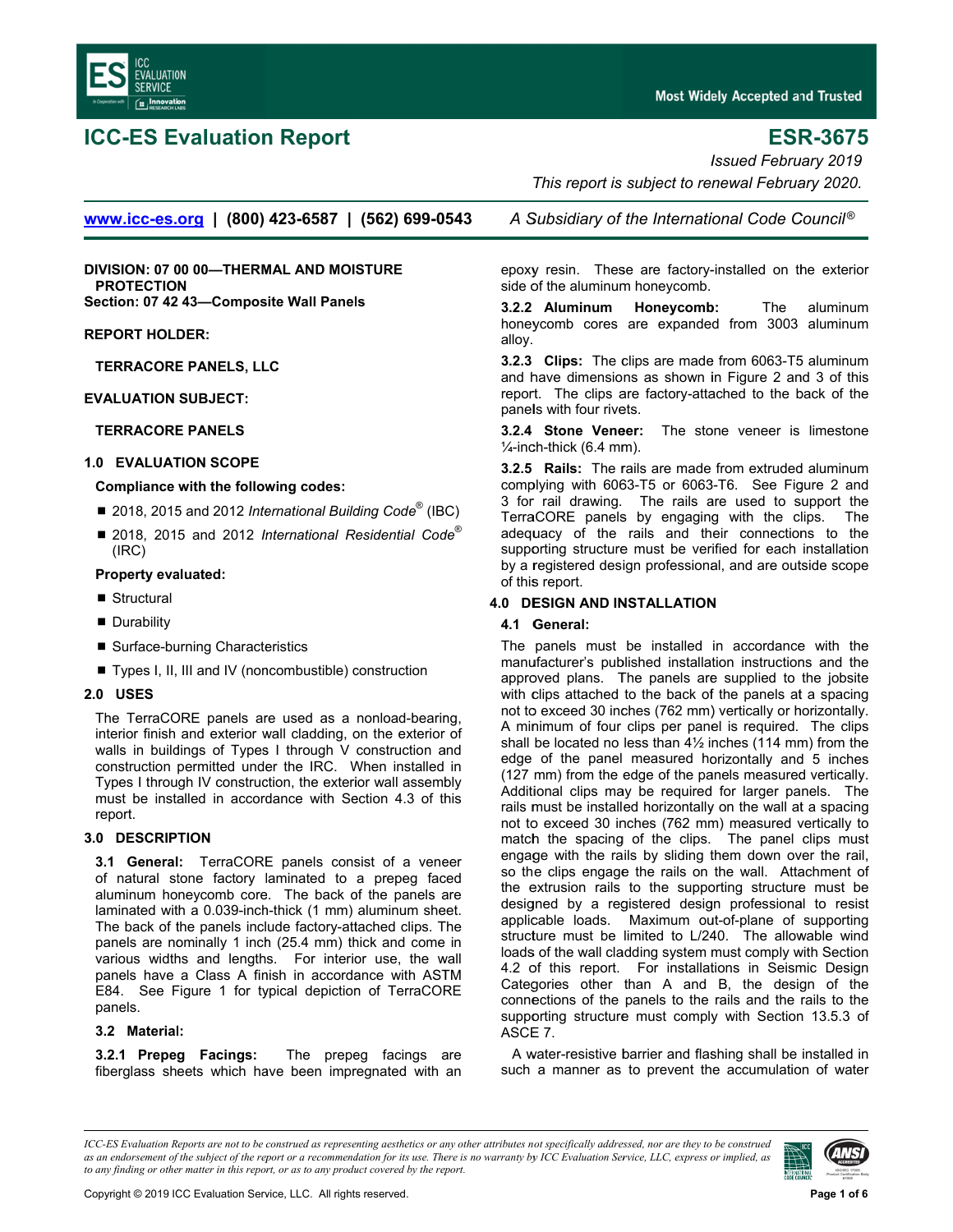# ICC-ES Evaluation Report

# ESR-3675

*Issued February 2019*

*This report is subject to renewal February 2020.*

www.icc-es.org | (800) 423-6587 | (562) 699-0543 *A Subsidiary of the International Code Council®*

**DIVISION: 07 00 00—THERMAL AND MOISTURE PROTECTION**
**Section: 07 42 43—Composite Wall Panels**

**REPORT HOLDER:**

**TERRACORE PANELS, LLC**

**EVALUATION SUBJECT:**

**TERRACORE PANELS**

## 1.0 EVALUATION SCOPE

**Compliance with the following codes:**

- 2018, 2015 and 2012 *International Building Code*® (IBC)
- 2018, 2015 and 2012 *International Residential Code*® (IRC)

**Property evaluated:**

- Structural
- Durability
- Surface-burning Characteristics
- Types I, II, III and IV (noncombustible) construction

## 2.0 USES

The TerraCORE panels are used as a nonload-bearing, interior finish and exterior wall cladding, on the exterior of walls in buildings of Types I through V construction and construction permitted under the IRC. When installed in Types I through IV construction, the exterior wall assembly must be installed in accordance with Section 4.3 of this report.

## 3.0 DESCRIPTION

**3.1 General:** TerraCORE panels consist of a veneer of natural stone factory laminated to a prepeg faced aluminum honeycomb core. The back of the panels are laminated with a 0.039-inch-thick (1 mm) aluminum sheet. The back of the panels include factory-attached clips. The panels are nominally 1 inch (25.4 mm) thick and come in various widths and lengths. For interior use, the wall panels have a Class A finish in accordance with ASTM E84. See Figure 1 for typical depiction of TerraCORE panels.

**3.2 Material:**

**3.2.1 Prepeg Facings:** The prepeg facings are fiberglass sheets which have been impregnated with an epoxy resin. These are factory-installed on the exterior side of the aluminum honeycomb.

**3.2.2 Aluminum Honeycomb:** The aluminum honeycomb cores are expanded from 3003 aluminum alloy.

**3.2.3 Clips:** The clips are made from 6063-T5 aluminum and have dimensions as shown in Figure 2 and 3 of this report. The clips are factory-attached to the back of the panels with four rivets.

**3.2.4 Stone Veneer:** The stone veneer is limestone ¼-inch-thick (6.4 mm).

**3.2.5 Rails:** The rails are made from extruded aluminum complying with 6063-T5 or 6063-T6. See Figure 2 and 3 for rail drawing. The rails are used to support the TerraCORE panels by engaging with the clips. The adequacy of the rails and their connections to the supporting structure must be verified for each installation by a registered design professional, and are outside scope of this report.

## 4.0 DESIGN AND INSTALLATION

**4.1 General:**

The panels must be installed in accordance with the manufacturer's published installation instructions and the approved plans. The panels are supplied to the jobsite with clips attached to the back of the panels at a spacing not to exceed 30 inches (762 mm) vertically or horizontally. A minimum of four clips per panel is required. The clips shall be located no less than 4½ inches (114 mm) from the edge of the panel measured horizontally and 5 inches (127 mm) from the edge of the panels measured vertically. Additional clips may be required for larger panels. The rails must be installed horizontally on the wall at a spacing not to exceed 30 inches (762 mm) measured vertically to match the spacing of the clips. The panel clips must engage with the rails by sliding them down over the rail, so the clips engage the rails on the wall. Attachment of the extrusion rails to the supporting structure must be designed by a registered design professional to resist applicable loads. Maximum out-of-plane of supporting structure must be limited to L/240. The allowable wind loads of the wall cladding system must comply with Section 4.2 of this report. For installations in Seismic Design Categories other than A and B, the design of the connections of the panels to the rails and the rails to the supporting structure must comply with Section 13.5.3 of ASCE 7.

A water-resistive barrier and flashing shall be installed in such a manner as to prevent the accumulation of water

*ICC-ES Evaluation Reports are not to be construed as representing aesthetics or any other attributes not specifically addressed, nor are they to be construed as an endorsement of the subject of the report or a recommendation for its use. There is no warranty by ICC Evaluation Service, LLC, express or implied, as to any finding or other matter in this report, or as to any product covered by the report.*

Copyright © 2019 ICC Evaluation Service, LLC. All rights reserved.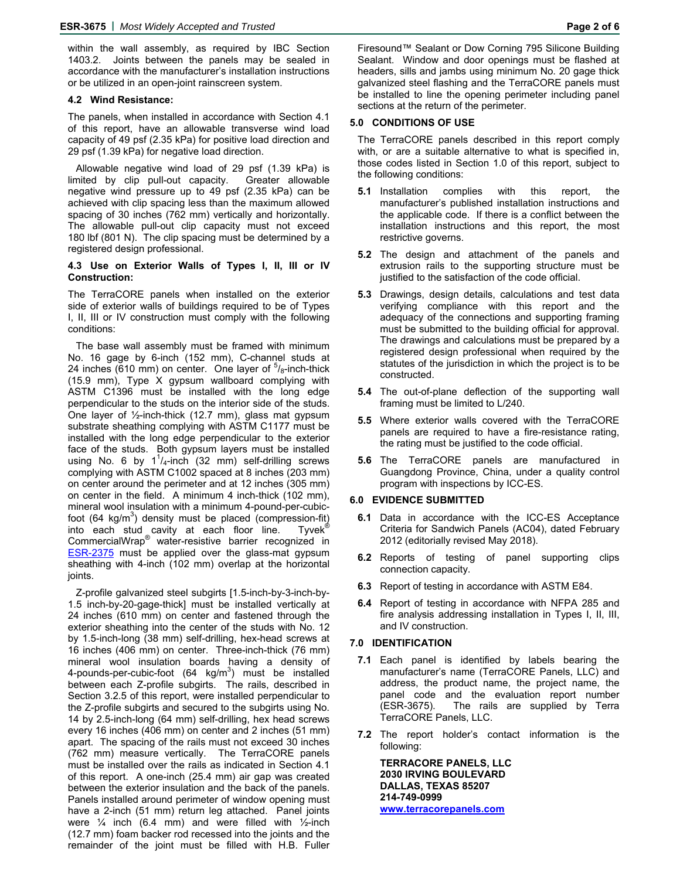within the wall assembly, as required by IBC Section 1403.2. Joints between the panels may be sealed in accordance with the manufacturer's installation instructions or be utilized in an open-joint rainscreen system.

### 4.2 Wind Resistance:

The panels, when installed in accordance with Section 4.1 of this report, have an allowable transverse wind load capacity of 49 psf (2.35 kPa) for positive load direction and 29 psf (1.39 kPa) for negative load direction.

Allowable negative wind load of 29 psf (1.39 kPa) is limited by clip pull-out capacity. Greater allowable negative wind pressure up to 49 psf (2.35 kPa) can be achieved with clip spacing less than the maximum allowed spacing of 30 inches (762 mm) vertically and horizontally. The allowable pull-out clip capacity must not exceed 180 lbf (801 N). The clip spacing must be determined by a registered design professional.

### 4.3 Use on Exterior Walls of Types I, II, III or IV Construction:

The TerraCORE panels when installed on the exterior side of exterior walls of buildings required to be of Types I, II, III or IV construction must comply with the following conditions:

The base wall assembly must be framed with minimum No. 16 gage by 6-inch (152 mm), C-channel studs at 24 inches (610 mm) on center. One layer of $^{5}/_{8}$-inch-thick (15.9 mm), Type X gypsum wallboard complying with ASTM C1396 must be installed with the long edge perpendicular to the studs on the interior side of the studs. One layer of ½-inch-thick (12.7 mm), glass mat gypsum substrate sheathing complying with ASTM C1177 must be installed with the long edge perpendicular to the exterior face of the studs. Both gypsum layers must be installed using No. 6 by $1^{1}/_{4}$-inch (32 mm) self-drilling screws complying with ASTM C1002 spaced at 8 inches (203 mm) on center around the perimeter and at 12 inches (305 mm) on center in the field. A minimum 4 inch-thick (102 mm), mineral wool insulation with a minimum 4-pound-per-cubic-foot (64 kg/m$^{3}$) density must be placed (compression-fit) into each stud cavity at each floor line. Tyvek® CommercialWrap® water-resistive barrier recognized in ESR-2375 must be applied over the glass-mat gypsum sheathing with 4-inch (102 mm) overlap at the horizontal joints.

Z-profile galvanized steel subgirts [1.5-inch-by-3-inch-by-1.5 inch-by-20-gage-thick] must be installed vertically at 24 inches (610 mm) on center and fastened through the exterior sheathing into the center of the studs with No. 12 by 1.5-inch-long (38 mm) self-drilling, hex-head screws at 16 inches (406 mm) on center. Three-inch-thick (76 mm) mineral wool insulation boards having a density of 4-pounds-per-cubic-foot (64 kg/m$^{3}$) must be installed between each Z-profile subgirts. The rails, described in Section 3.2.5 of this report, were installed perpendicular to the Z-profile subgirts and secured to the subgirts using No. 14 by 2.5-inch-long (64 mm) self-drilling, hex head screws every 16 inches (406 mm) on center and 2 inches (51 mm) apart. The spacing of the rails must not exceed 30 inches (762 mm) measure vertically. The TerraCORE panels must be installed over the rails as indicated in Section 4.1 of this report. A one-inch (25.4 mm) air gap was created between the exterior insulation and the back of the panels. Panels installed around perimeter of window opening must have a 2-inch (51 mm) return leg attached. Panel joints were ¼ inch (6.4 mm) and were filled with ½-inch (12.7 mm) foam backer rod recessed into the joints and the remainder of the joint must be filled with H.B. Fuller Firesound™ Sealant or Dow Corning 795 Silicone Building Sealant. Window and door openings must be flashed at headers, sills and jambs using minimum No. 20 gage thick galvanized steel flashing and the TerraCORE panels must be installed to line the opening perimeter including panel sections at the return of the perimeter.

## 5.0 CONDITIONS OF USE

The TerraCORE panels described in this report comply with, or are a suitable alternative to what is specified in, those codes listed in Section 1.0 of this report, subject to the following conditions:

**5.1** Installation complies with this report, the manufacturer's published installation instructions and the applicable code. If there is a conflict between the installation instructions and this report, the most restrictive governs.

**5.2** The design and attachment of the panels and extrusion rails to the supporting structure must be justified to the satisfaction of the code official.

**5.3** Drawings, design details, calculations and test data verifying compliance with this report and the adequacy of the connections and supporting framing must be submitted to the building official for approval. The drawings and calculations must be prepared by a registered design professional when required by the statutes of the jurisdiction in which the project is to be constructed.

**5.4** The out-of-plane deflection of the supporting wall framing must be limited to L/240.

**5.5** Where exterior walls covered with the TerraCORE panels are required to have a fire-resistance rating, the rating must be justified to the code official.

**5.6** The TerraCORE panels are manufactured in Guangdong Province, China, under a quality control program with inspections by ICC-ES.

## 6.0 EVIDENCE SUBMITTED

**6.1** Data in accordance with the ICC-ES Acceptance Criteria for Sandwich Panels (AC04), dated February 2012 (editorially revised May 2018).

**6.2** Reports of testing of panel supporting clips connection capacity.

**6.3** Report of testing in accordance with ASTM E84.

**6.4** Report of testing in accordance with NFPA 285 and fire analysis addressing installation in Types I, II, III, and IV construction.

## 7.0 IDENTIFICATION

**7.1** Each panel is identified by labels bearing the manufacturer's name (TerraCORE Panels, LLC) and address, the product name, the project name, the panel code and the evaluation report number (ESR-3675). The rails are supplied by Terra TerraCORE Panels, LLC.

**7.2** The report holder's contact information is the following:

**TERRACORE PANELS, LLC**
**2030 IRVING BOULEVARD**
**DALLAS, TEXAS 85207**
**214-749-0999**
**www.terracorepanels.com**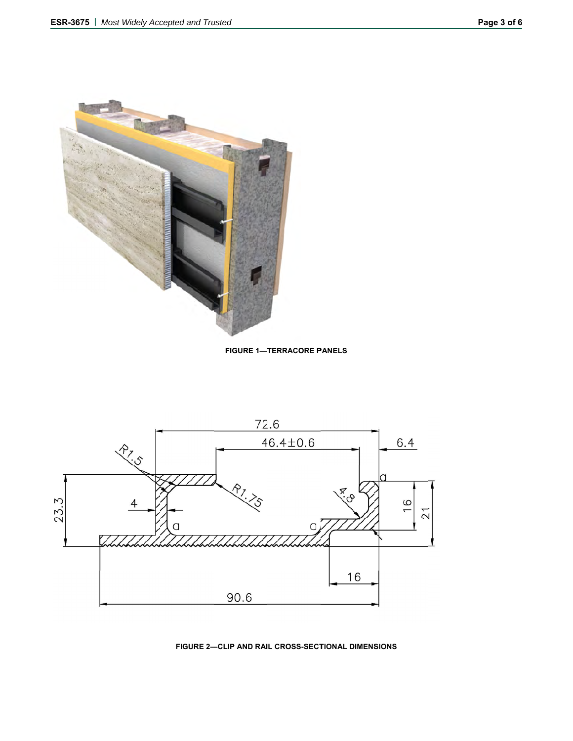FIGURE 1—TERRACORE PANELS

FIGURE 2—CLIP AND RAIL CROSS-SECTIONAL DIMENSIONS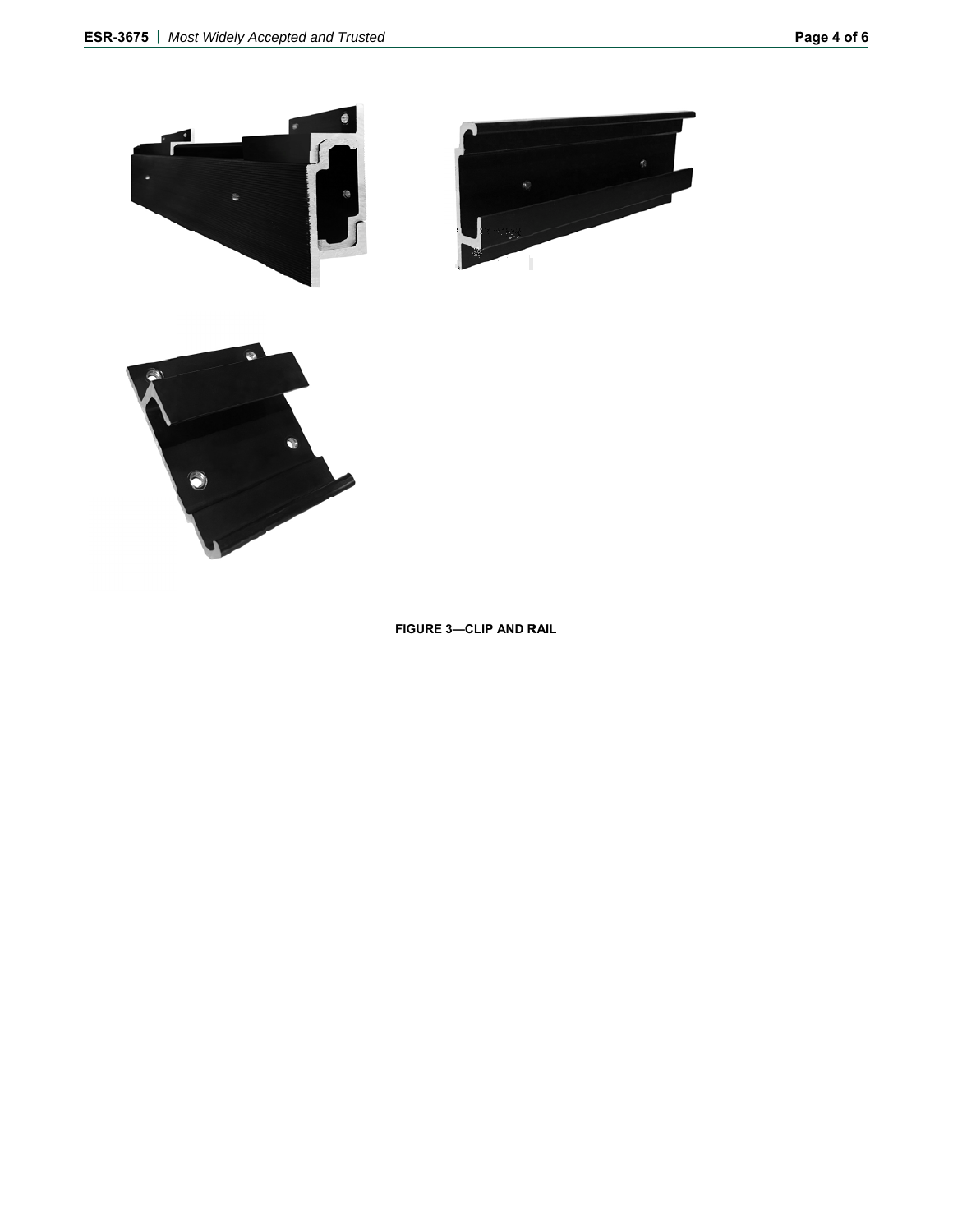**FIGURE 3—CLIP AND RAIL**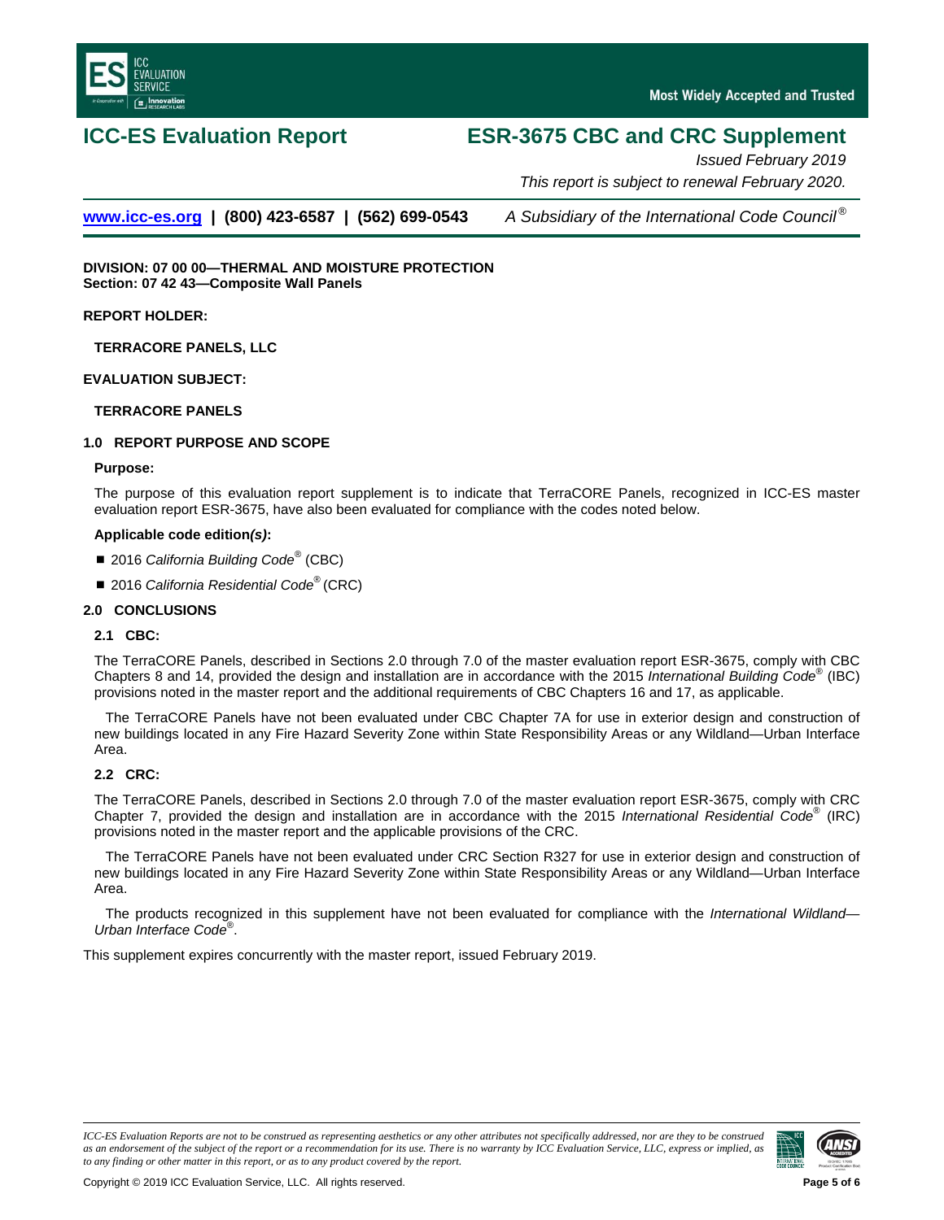# ICC-ES Evaluation Report

# ESR-3675 CBC and CRC Supplement

*Issued February 2019*

*This report is subject to renewal February 2020.*

**www.icc-es.org | (800) 423-6587 | (562) 699-0543** *A Subsidiary of the International Code Council®*

**DIVISION: 07 00 00—THERMAL AND MOISTURE PROTECTION**
**Section: 07 42 43—Composite Wall Panels**

**REPORT HOLDER:**

**TERRACORE PANELS, LLC**

**EVALUATION SUBJECT:**

**TERRACORE PANELS**

## 1.0 REPORT PURPOSE AND SCOPE

**Purpose:**

The purpose of this evaluation report supplement is to indicate that TerraCORE Panels, recognized in ICC-ES master evaluation report ESR-3675, have also been evaluated for compliance with the codes noted below.

**Applicable code edition*(s)*:**

- 2016 *California Building Code®* (CBC)
- 2016 *California Residential Code®* (CRC)

## 2.0 CONCLUSIONS

### 2.1 CBC:

The TerraCORE Panels, described in Sections 2.0 through 7.0 of the master evaluation report ESR-3675, comply with CBC Chapters 8 and 14, provided the design and installation are in accordance with the 2015 *International Building Code®* (IBC) provisions noted in the master report and the additional requirements of CBC Chapters 16 and 17, as applicable.

The TerraCORE Panels have not been evaluated under CBC Chapter 7A for use in exterior design and construction of new buildings located in any Fire Hazard Severity Zone within State Responsibility Areas or any Wildland—Urban Interface Area.

### 2.2 CRC:

The TerraCORE Panels, described in Sections 2.0 through 7.0 of the master evaluation report ESR-3675, comply with CRC Chapter 7, provided the design and installation are in accordance with the 2015 *International Residential Code®* (IRC) provisions noted in the master report and the applicable provisions of the CRC.

The TerraCORE Panels have not been evaluated under CRC Section R327 for use in exterior design and construction of new buildings located in any Fire Hazard Severity Zone within State Responsibility Areas or any Wildland—Urban Interface Area.

The products recognized in this supplement have not been evaluated for compliance with the *International Wildland—Urban Interface Code®*.

This supplement expires concurrently with the master report, issued February 2019.

*ICC-ES Evaluation Reports are not to be construed as representing aesthetics or any other attributes not specifically addressed, nor are they to be construed as an endorsement of the subject of the report or a recommendation for its use. There is no warranty by ICC Evaluation Service, LLC, express or implied, as to any finding or other matter in this report, or as to any product covered by the report.*

Copyright © 2019 ICC Evaluation Service, LLC. All rights reserved.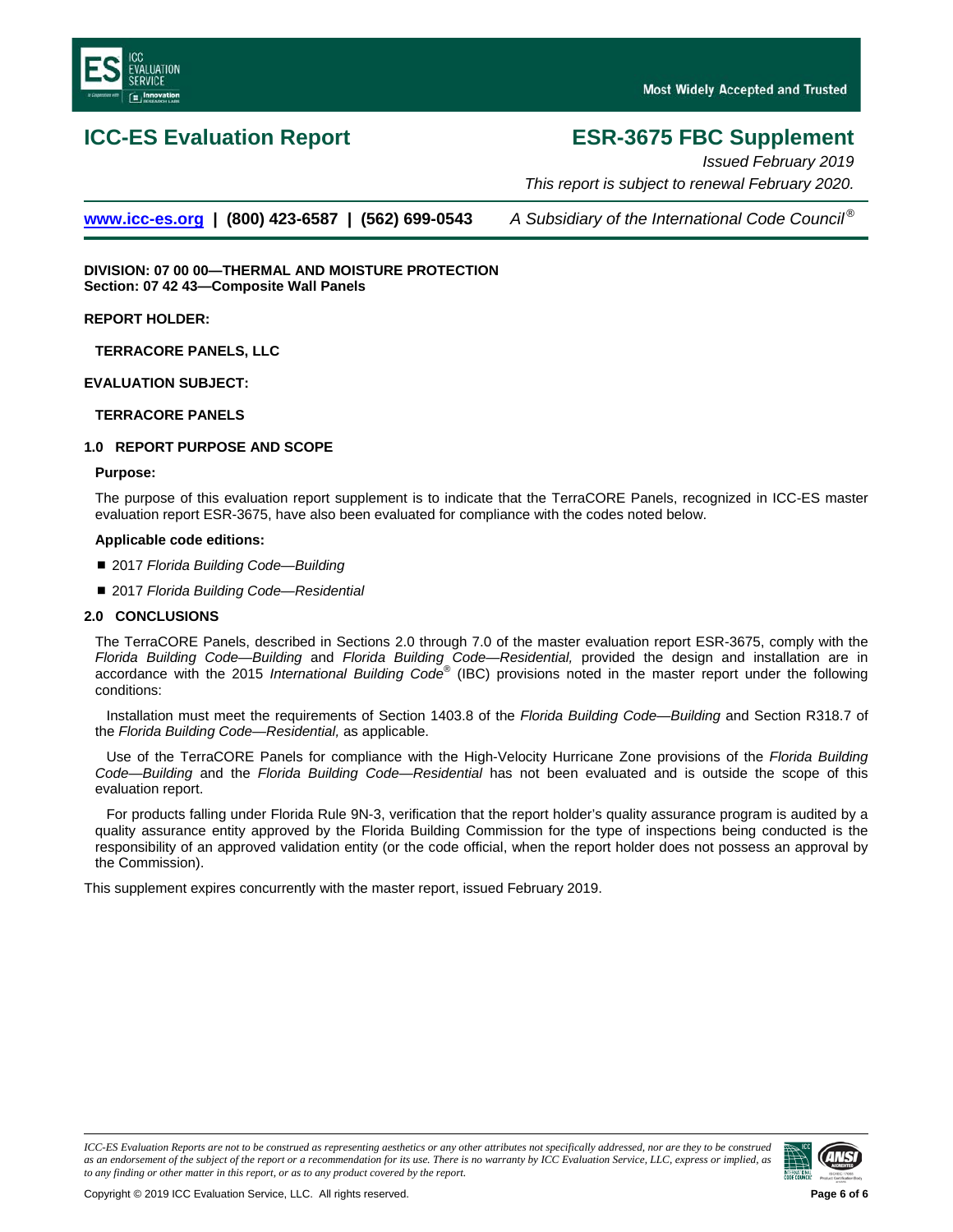# ICC-ES Evaluation Report

# ESR-3675 FBC Supplement

*Issued February 2019*

*This report is subject to renewal February 2020.*

www.icc-es.org | (800) 423-6587 | (562) 699-0543 *A Subsidiary of the International Code Council®*

**DIVISION: 07 00 00—THERMAL AND MOISTURE PROTECTION**
**Section: 07 42 43—Composite Wall Panels**

**REPORT HOLDER:**

**TERRACORE PANELS, LLC**

**EVALUATION SUBJECT:**

**TERRACORE PANELS**

## 1.0 REPORT PURPOSE AND SCOPE

**Purpose:**

The purpose of this evaluation report supplement is to indicate that the TerraCORE Panels, recognized in ICC-ES master evaluation report ESR-3675, have also been evaluated for compliance with the codes noted below.

**Applicable code editions:**

- 2017 *Florida Building Code—Building*
- 2017 *Florida Building Code—Residential*

## 2.0 CONCLUSIONS

The TerraCORE Panels, described in Sections 2.0 through 7.0 of the master evaluation report ESR-3675, comply with the *Florida Building Code—Building* and *Florida Building Code—Residential,* provided the design and installation are in accordance with the 2015 *International Building Code®* (IBC) provisions noted in the master report under the following conditions:

Installation must meet the requirements of Section 1403.8 of the *Florida Building Code—Building* and Section R318.7 of the *Florida Building Code—Residential,* as applicable.

Use of the TerraCORE Panels for compliance with the High-Velocity Hurricane Zone provisions of the *Florida Building Code—Building* and the *Florida Building Code—Residential* has not been evaluated and is outside the scope of this evaluation report.

For products falling under Florida Rule 9N-3, verification that the report holder's quality assurance program is audited by a quality assurance entity approved by the Florida Building Commission for the type of inspections being conducted is the responsibility of an approved validation entity (or the code official, when the report holder does not possess an approval by the Commission).

This supplement expires concurrently with the master report, issued February 2019.

*ICC-ES Evaluation Reports are not to be construed as representing aesthetics or any other attributes not specifically addressed, nor are they to be construed as an endorsement of the subject of the report or a recommendation for its use. There is no warranty by ICC Evaluation Service, LLC, express or implied, as to any finding or other matter in this report, or as to any product covered by the report.*

Copyright © 2019 ICC Evaluation Service, LLC. All rights reserved.